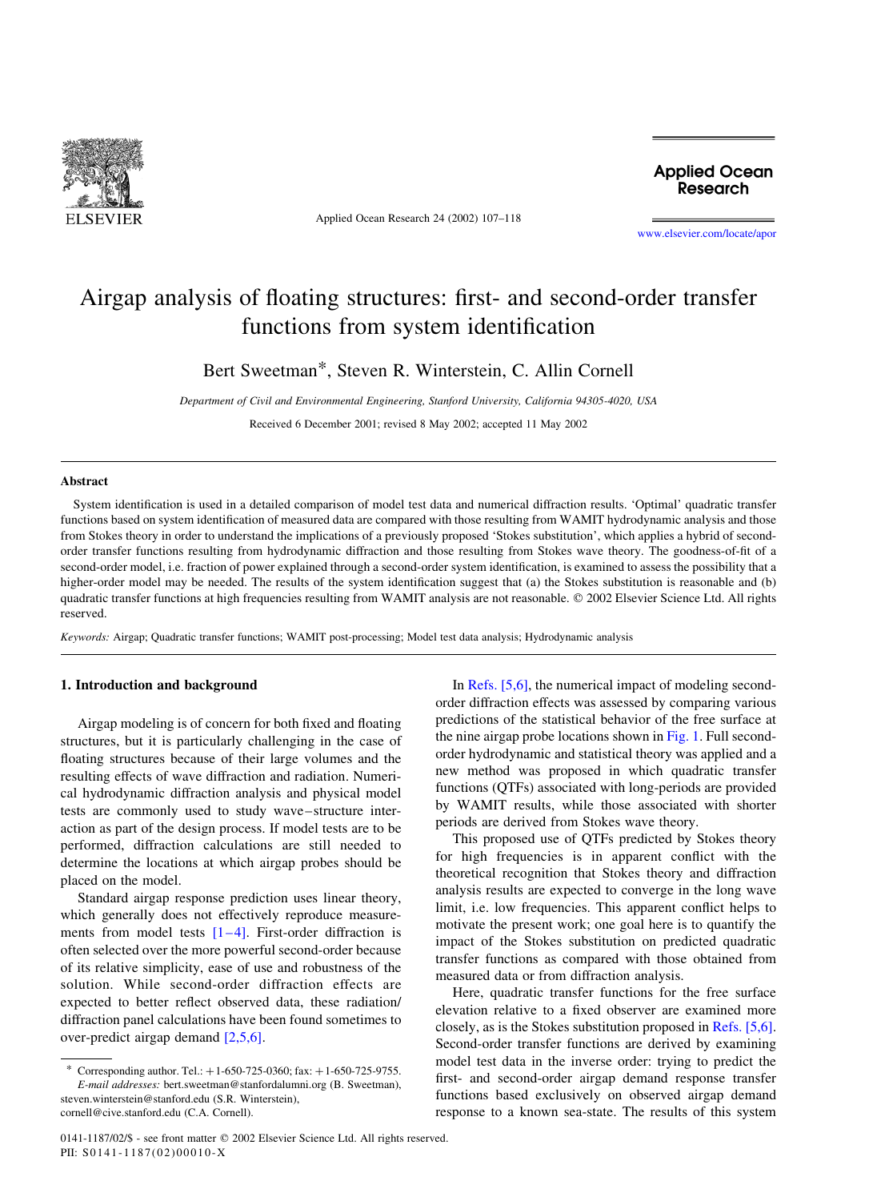# Airgap analysis of floating structures: first- and second-order transfer functions from system identification

Bert Sweetman*, Steven R. Winterstein, C. Allin Cornell

*Department of Civil and Environmental Engineering, Stanford University, California 94305-4020, USA*

Received 6 December 2001; revised 8 May 2002; accepted 11 May 2002

## Abstract

System identification is used in a detailed comparison of model test data and numerical diffraction results. 'Optimal' quadratic transfer functions based on system identification of measured data are compared with those resulting from WAMIT hydrodynamic analysis and those from Stokes theory in order to understand the implications of a previously proposed 'Stokes substitution', which applies a hybrid of second-order transfer functions resulting from hydrodynamic diffraction and those resulting from Stokes wave theory. The goodness-of-fit of a second-order model, i.e. fraction of power explained through a second-order system identification, is examined to assess the possibility that a higher-order model may be needed. The results of the system identification suggest that (a) the Stokes substitution is reasonable and (b) quadratic transfer functions at high frequencies resulting from WAMIT analysis are not reasonable. © 2002 Elsevier Science Ltd. All rights reserved.

*Keywords:* Airgap; Quadratic transfer functions; WAMIT post-processing; Model test data analysis; Hydrodynamic analysis

## 1. Introduction and background

Airgap modeling is of concern for both fixed and floating structures, but it is particularly challenging in the case of floating structures because of their large volumes and the resulting effects of wave diffraction and radiation. Numerical hydrodynamic diffraction analysis and physical model tests are commonly used to study wave–structure interaction as part of the design process. If model tests are to be performed, diffraction calculations are still needed to determine the locations at which airgap probes should be placed on the model.

Standard airgap response prediction uses linear theory, which generally does not effectively reproduce measurements from model tests [1–4]. First-order diffraction is often selected over the more powerful second-order because of its relative simplicity, ease of use and robustness of the solution. While second-order diffraction effects are expected to better reflect observed data, these radiation/diffraction panel calculations have been found sometimes to over-predict airgap demand [2,5,6].

In Refs. [5,6], the numerical impact of modeling second-order diffraction effects was assessed by comparing various predictions of the statistical behavior of the free surface at the nine airgap probe locations shown in Fig. 1. Full second-order hydrodynamic and statistical theory was applied and a new method was proposed in which quadratic transfer functions (QTFs) associated with long-periods are provided by WAMIT results, while those associated with shorter periods are derived from Stokes wave theory.

This proposed use of QTFs predicted by Stokes theory for high frequencies is in apparent conflict with the theoretical recognition that Stokes theory and diffraction analysis results are expected to converge in the long wave limit, i.e. low frequencies. This apparent conflict helps to motivate the present work; one goal here is to quantify the impact of the Stokes substitution on predicted quadratic transfer functions as compared with those obtained from measured data or from diffraction analysis.

Here, quadratic transfer functions for the free surface elevation relative to a fixed observer are examined more closely, as is the Stokes substitution proposed in Refs. [5,6]. Second-order transfer functions are derived by examining model test data in the inverse order: trying to predict the first- and second-order airgap demand response transfer functions based exclusively on observed airgap demand response to a known sea-state. The results of this system

\* Corresponding author. Tel.: +1-650-725-0360; fax: +1-650-725-9755.
*E-mail addresses:* bert.sweetman@stanfordalumni.org (B. Sweetman), steven.winterstein@stanford.edu (S.R. Winterstein), cornell@cive.stanford.edu (C.A. Cornell).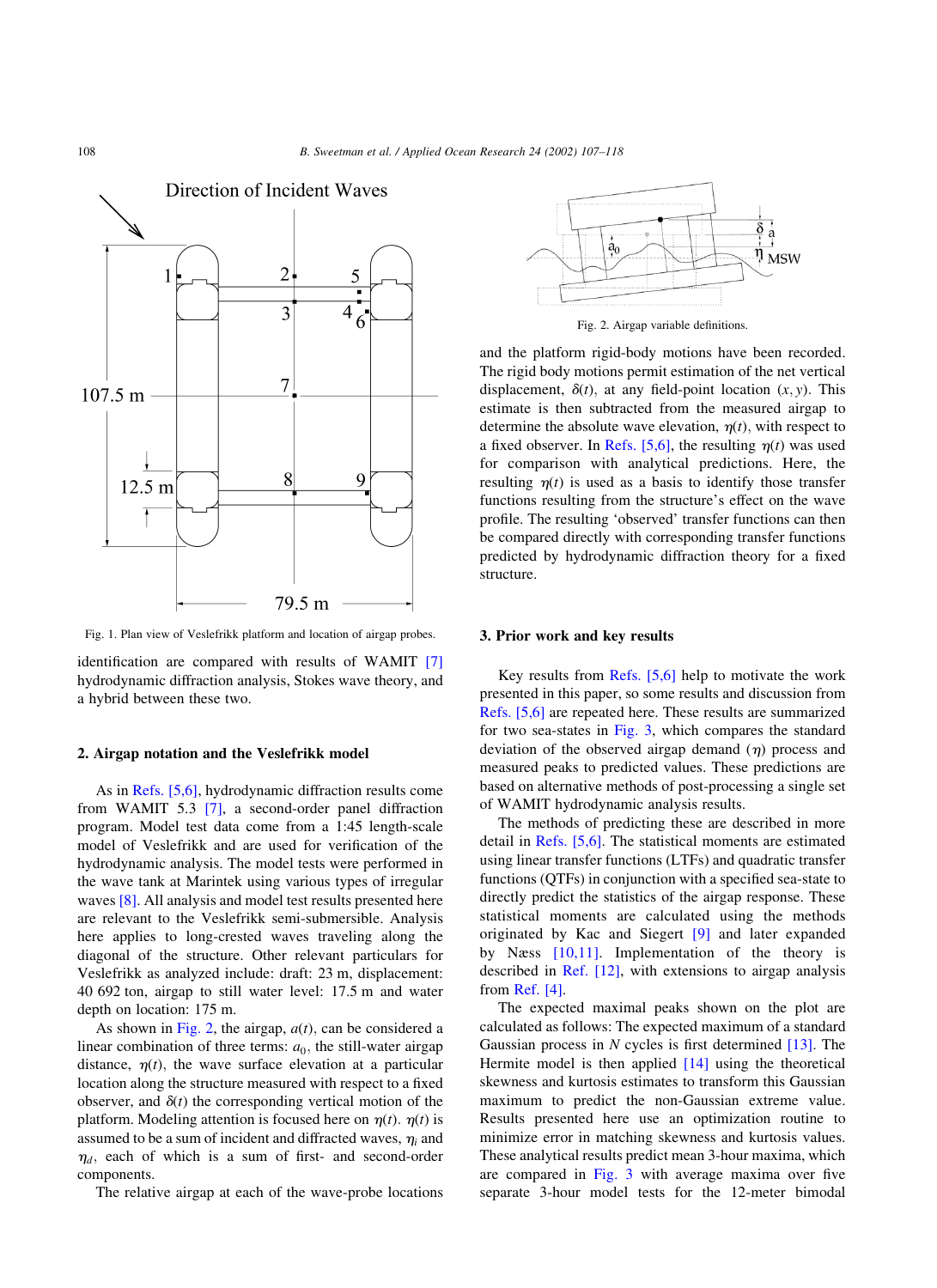Fig. 1. Plan view of Veslefrikk platform and location of airgap probes.

Fig. 2. Airgap variable definitions.

identification are compared with results of WAMIT [7] hydrodynamic diffraction analysis, Stokes wave theory, and a hybrid between these two.

## 2. Airgap notation and the Veslefrikk model

As in Refs. [5,6], hydrodynamic diffraction results come from WAMIT 5.3 [7], a second-order panel diffraction program. Model test data come from a 1:45 length-scale model of Veslefrikk and are used for verification of the hydrodynamic analysis. The model tests were performed in the wave tank at Marintek using various types of irregular waves [8]. All analysis and model test results presented here are relevant to the Veslefrikk semi-submersible. Analysis here applies to long-crested waves traveling along the diagonal of the structure. Other relevant particulars for Veslefrikk as analyzed include: draft: 23 m, displacement: 40 692 ton, airgap to still water level: 17.5 m and water depth on location: 175 m.

As shown in Fig. 2, the airgap, $a(t)$, can be considered a linear combination of three terms: $a_0$, the still-water airgap distance, $\eta(t)$, the wave surface elevation at a particular location along the structure measured with respect to a fixed observer, and $\delta(t)$ the corresponding vertical motion of the platform. Modeling attention is focused here on $\eta(t)$. $\eta(t)$ is assumed to be a sum of incident and diffracted waves, $\eta_i$ and $\eta_d$, each of which is a sum of first- and second-order components.

The relative airgap at each of the wave-probe locations and the platform rigid-body motions have been recorded. The rigid body motions permit estimation of the net vertical displacement, $\delta(t)$, at any field-point location $(x, y)$. This estimate is then subtracted from the measured airgap to determine the absolute wave elevation, $\eta(t)$, with respect to a fixed observer. In Refs. [5,6], the resulting $\eta(t)$ was used for comparison with analytical predictions. Here, the resulting $\eta(t)$ is used as a basis to identify those transfer functions resulting from the structure's effect on the wave profile. The resulting 'observed' transfer functions can then be compared directly with corresponding transfer functions predicted by hydrodynamic diffraction theory for a fixed structure.

## 3. Prior work and key results

Key results from Refs. [5,6] help to motivate the work presented in this paper, so some results and discussion from Refs. [5,6] are repeated here. These results are summarized for two sea-states in Fig. 3, which compares the standard deviation of the observed airgap demand ($\eta$) process and measured peaks to predicted values. These predictions are based on alternative methods of post-processing a single set of WAMIT hydrodynamic analysis results.

The methods of predicting these are described in more detail in Refs. [5,6]. The statistical moments are estimated using linear transfer functions (LTFs) and quadratic transfer functions (QTFs) in conjunction with a specified sea-state to directly predict the statistics of the airgap response. These statistical moments are calculated using the methods originated by Kac and Siegert [9] and later expanded by Næss [10,11]. Implementation of the theory is described in Ref. [12], with extensions to airgap analysis from Ref. [4].

The expected maximal peaks shown on the plot are calculated as follows: The expected maximum of a standard Gaussian process in $N$ cycles is first determined [13]. The Hermite model is then applied [14] using the theoretical skewness and kurtosis estimates to transform this Gaussian maximum to predict the non-Gaussian extreme value. Results presented here use an optimization routine to minimize error in matching skewness and kurtosis values. These analytical results predict mean 3-hour maxima, which are compared in Fig. 3 with average maxima over five separate 3-hour model tests for the 12-meter bimodal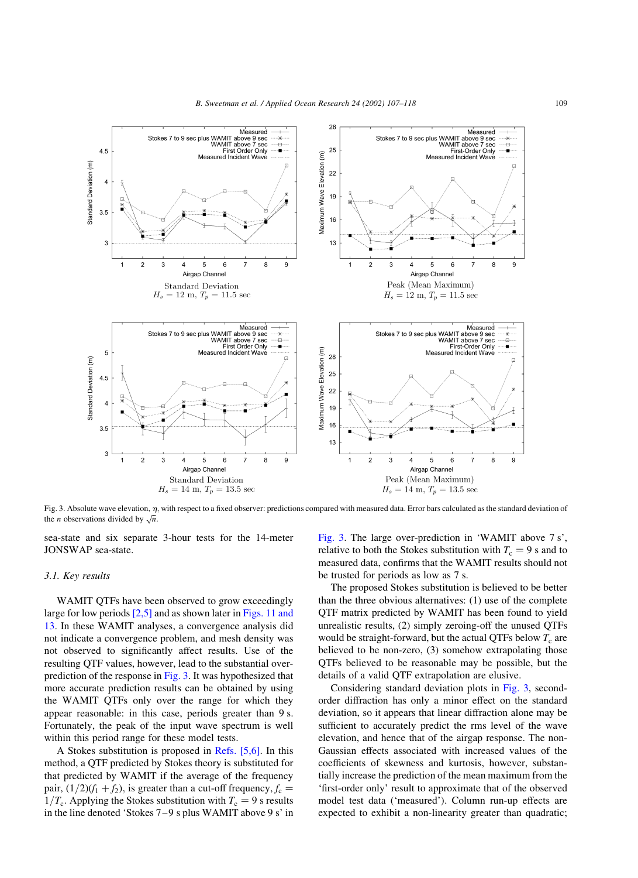Fig. 3. Absolute wave elevation, $\eta$, with respect to a fixed observer: predictions compared with measured data. Error bars calculated as the standard deviation of the $n$ observations divided by $\sqrt{n}$.

sea-state and six separate 3-hour tests for the 14-meter JONSWAP sea-state.

### 3.1. Key results

WAMIT QTFs have been observed to grow exceedingly large for low periods [2,5] and as shown later in Figs. 11 and 13. In these WAMIT analyses, a convergence analysis did not indicate a convergence problem, and mesh density was not observed to significantly affect results. Use of the resulting QTF values, however, lead to the substantial over-prediction of the response in Fig. 3. It was hypothesized that more accurate prediction results can be obtained by using the WAMIT QTFs only over the range for which they appear reasonable: in this case, periods greater than 9 s. Fortunately, the peak of the input wave spectrum is well within this period range for these model tests.

A Stokes substitution is proposed in Refs. [5,6]. In this method, a QTF predicted by Stokes theory is substituted for that predicted by WAMIT if the average of the frequency pair, $(1/2)(f_1 + f_2)$, is greater than a cut-off frequency, $f_c = 1/T_c$. Applying the Stokes substitution with $T_c = 9$ s results in the line denoted 'Stokes 7–9 s plus WAMIT above 9 s' in Fig. 3. The large over-prediction in 'WAMIT above 7 s', relative to both the Stokes substitution with $T_c = 9$ s and to measured data, confirms that the WAMIT results should not be trusted for periods as low as 7 s.

The proposed Stokes substitution is believed to be better than the three obvious alternatives: (1) use of the complete QTF matrix predicted by WAMIT has been found to yield unrealistic results, (2) simply zeroing-off the unused QTFs would be straight-forward, but the actual QTFs below $T_c$ are believed to be non-zero, (3) somehow extrapolating those QTFs believed to be reasonable may be possible, but the details of a valid QTF extrapolation are elusive.

Considering standard deviation plots in Fig. 3, second-order diffraction has only a minor effect on the standard deviation, so it appears that linear diffraction alone may be sufficient to accurately predict the rms level of the wave elevation, and hence that of the airgap response. The non-Gaussian effects associated with increased values of the coefficients of skewness and kurtosis, however, substantially increase the prediction of the mean maximum from the 'first-order only' result to approximate that of the observed model test data ('measured'). Column run-up effects are expected to exhibit a non-linearity greater than quadratic;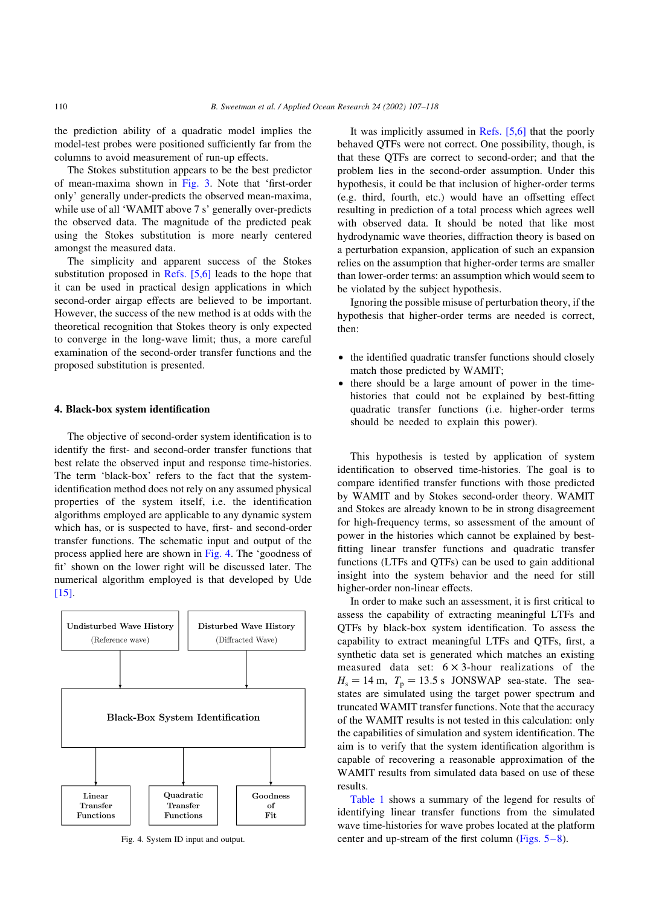the prediction ability of a quadratic model implies the model-test probes were positioned sufficiently far from the columns to avoid measurement of run-up effects.

The Stokes substitution appears to be the best predictor of mean-maxima shown in Fig. 3. Note that 'first-order only' generally under-predicts the observed mean-maxima, while use of all 'WAMIT above 7 s' generally over-predicts the observed data. The magnitude of the predicted peak using the Stokes substitution is more nearly centered amongst the measured data.

The simplicity and apparent success of the Stokes substitution proposed in Refs. [5,6] leads to the hope that it can be used in practical design applications in which second-order airgap effects are believed to be important. However, the success of the new method is at odds with the theoretical recognition that Stokes theory is only expected to converge in the long-wave limit; thus, a more careful examination of the second-order transfer functions and the proposed substitution is presented.

## 4. Black-box system identification

The objective of second-order system identification is to identify the first- and second-order transfer functions that best relate the observed input and response time-histories. The term 'black-box' refers to the fact that the system-identification method does not rely on any assumed physical properties of the system itself, i.e. the identification algorithms employed are applicable to any dynamic system which has, or is suspected to have, first- and second-order transfer functions. The schematic input and output of the process applied here are shown in Fig. 4. The 'goodness of fit' shown on the lower right will be discussed later. The numerical algorithm employed is that developed by Ude [15].

Undisturbed Wave History
(Reference wave)

Disturbed Wave History
(Diffracted Wave)

Black-Box System Identification

Linear Transfer Functions

Quadratic Transfer Functions

Goodness of Fit

Fig. 4. System ID input and output.

It was implicitly assumed in Refs. [5,6] that the poorly behaved QTFs were not correct. One possibility, though, is that these QTFs are correct to second-order; and that the problem lies in the second-order assumption. Under this hypothesis, it could be that inclusion of higher-order terms (e.g. third, fourth, etc.) would have an offsetting effect resulting in prediction of a total process which agrees well with observed data. It should be noted that like most hydrodynamic wave theories, diffraction theory is based on a perturbation expansion, application of such an expansion relies on the assumption that higher-order terms are smaller than lower-order terms: an assumption which would seem to be violated by the subject hypothesis.

Ignoring the possible misuse of perturbation theory, if the hypothesis that higher-order terms are needed is correct, then:

- the identified quadratic transfer functions should closely match those predicted by WAMIT;
- there should be a large amount of power in the time-histories that could not be explained by best-fitting quadratic transfer functions (i.e. higher-order terms should be needed to explain this power).

This hypothesis is tested by application of system identification to observed time-histories. The goal is to compare identified transfer functions with those predicted by WAMIT and by Stokes second-order theory. WAMIT and Stokes are already known to be in strong disagreement for high-frequency terms, so assessment of the amount of power in the histories which cannot be explained by best-fitting linear transfer functions and quadratic transfer functions (LTFs and QTFs) can be used to gain additional insight into the system behavior and the need for still higher-order non-linear effects.

In order to make such an assessment, it is first critical to assess the capability of extracting meaningful LTFs and QTFs by black-box system identification. To assess the capability to extract meaningful LTFs and QTFs, first, a synthetic data set is generated which matches an existing measured data set: $6 \times 3$-hour realizations of the $H_s = 14$ m, $T_p = 13.5$ s JONSWAP sea-state. The sea-states are simulated using the target power spectrum and truncated WAMIT transfer functions. Note that the accuracy of the WAMIT results is not tested in this calculation: only the capabilities of simulation and system identification. The aim is to verify that the system identification algorithm is capable of recovering a reasonable approximation of the WAMIT results from simulated data based on use of these results.

Table 1 shows a summary of the legend for results of identifying linear transfer functions from the simulated wave time-histories for wave probes located at the platform center and up-stream of the first column (Figs. 5–8).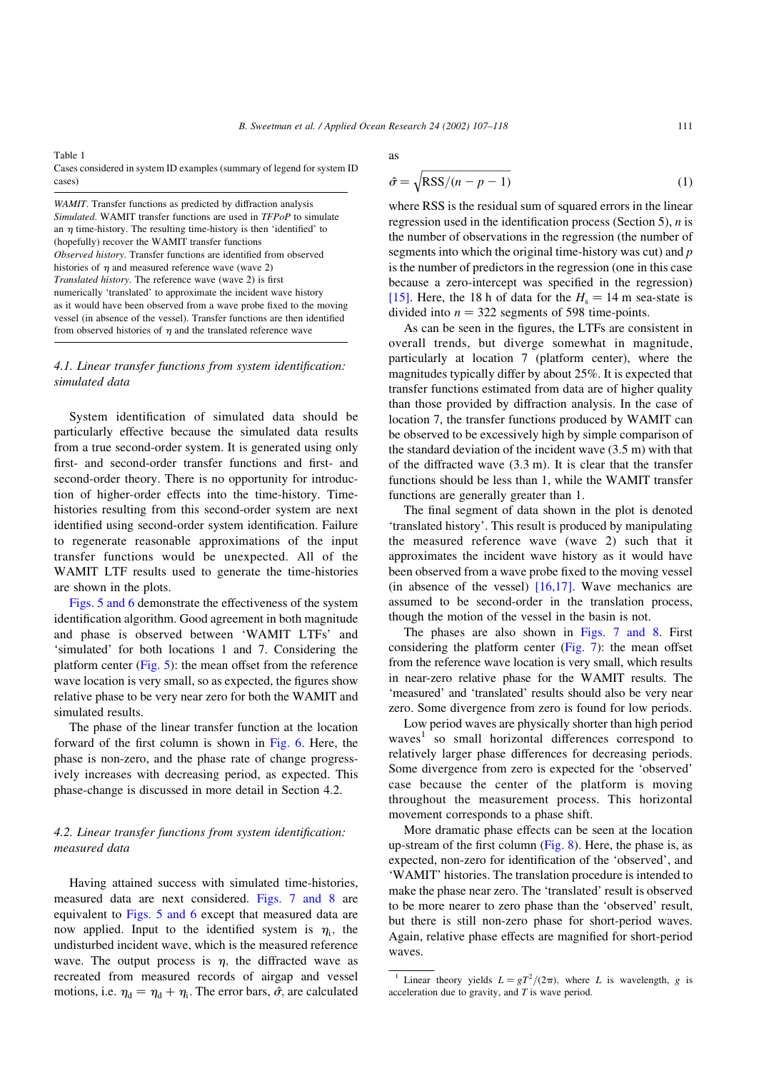Table 1
Cases considered in system ID examples (summary of legend for system ID cases)

*WAMIT*. Transfer functions as predicted by diffraction analysis
*Simulated*. WAMIT transfer functions are used in *TFPoP* to simulate an $\eta$ time-history. The resulting time-history is then 'identified' to (hopefully) recover the WAMIT transfer functions
*Observed history*. Transfer functions are identified from observed histories of $\eta$ and measured reference wave (wave 2)
*Translated history*. The reference wave (wave 2) is first numerically 'translated' to approximate the incident wave history as it would have been observed from a wave probe fixed to the moving vessel (in absence of the vessel). Transfer functions are then identified from observed histories of $\eta$ and the translated reference wave

### 4.1. Linear transfer functions from system identification: simulated data

System identification of simulated data should be particularly effective because the simulated data results from a true second-order system. It is generated using only first- and second-order transfer functions and first- and second-order theory. There is no opportunity for introduction of higher-order effects into the time-history. Time-histories resulting from this second-order system are next identified using second-order system identification. Failure to regenerate reasonable approximations of the input transfer functions would be unexpected. All of the WAMIT LTF results used to generate the time-histories are shown in the plots.

Figs. 5 and 6 demonstrate the effectiveness of the system identification algorithm. Good agreement in both magnitude and phase is observed between 'WAMIT LTFs' and 'simulated' for both locations 1 and 7. Considering the platform center (Fig. 5): the mean offset from the reference wave location is very small, so as expected, the figures show relative phase to be very near zero for both the WAMIT and simulated results.

The phase of the linear transfer function at the location forward of the first column is shown in Fig. 6. Here, the phase is non-zero, and the phase rate of change progressively increases with decreasing period, as expected. This phase-change is discussed in more detail in Section 4.2.

### 4.2. Linear transfer functions from system identification: measured data

Having attained success with simulated time-histories, measured data are next considered. Figs. 7 and 8 are equivalent to Figs. 5 and 6 except that measured data are now applied. Input to the identified system is $\eta_i$, the undisturbed incident wave, which is the measured reference wave. The output process is $\eta$, the diffracted wave as recreated from measured records of airgap and vessel motions, i.e. $\eta_d = \eta_d + \eta_i$. The error bars, $\hat{\sigma}$, are calculated as

$$\hat{\sigma} = \sqrt{\mathrm{RSS}/(n-p-1)} \tag{1}$$

where RSS is the residual sum of squared errors in the linear regression used in the identification process (Section 5), $n$ is the number of observations in the regression (the number of segments into which the original time-history was cut) and $p$ is the number of predictors in the regression (one in this case because a zero-intercept was specified in the regression) [15]. Here, the 18 h of data for the $H_s = 14$ m sea-state is divided into $n = 322$ segments of 598 time-points.

As can be seen in the figures, the LTFs are consistent in overall trends, but diverge somewhat in magnitude, particularly at location 7 (platform center), where the magnitudes typically differ by about 25%. It is expected that transfer functions estimated from data are of higher quality than those provided by diffraction analysis. In the case of location 7, the transfer functions produced by WAMIT can be observed to be excessively high by simple comparison of the standard deviation of the incident wave (3.5 m) with that of the diffracted wave (3.3 m). It is clear that the transfer functions should be less than 1, while the WAMIT transfer functions are generally greater than 1.

The final segment of data shown in the plot is denoted 'translated history'. This result is produced by manipulating the measured reference wave (wave 2) such that it approximates the incident wave history as it would have been observed from a wave probe fixed to the moving vessel (in absence of the vessel) [16,17]. Wave mechanics are assumed to be second-order in the translation process, though the motion of the vessel in the basin is not.

The phases are also shown in Figs. 7 and 8. First considering the platform center (Fig. 7): the mean offset from the reference wave location is very small, which results in near-zero relative phase for the WAMIT results. The 'measured' and 'translated' results should also be very near zero. Some divergence from zero is found for low periods.

Low period waves are physically shorter than high period waves[1] so small horizontal differences correspond to relatively larger phase differences for decreasing periods. Some divergence from zero is expected for the 'observed' case because the center of the platform is moving throughout the measurement process. This horizontal movement corresponds to a phase shift.

More dramatic phase effects can be seen at the location up-stream of the first column (Fig. 8). Here, the phase is, as expected, non-zero for identification of the 'observed', and 'WAMIT' histories. The translation procedure is intended to make the phase near zero. The 'translated' result is observed to be more nearer to zero phase than the 'observed' result, but there is still non-zero phase for short-period waves. Again, relative phase effects are magnified for short-period waves.

---

[1] Linear theory yields $L = gT^2/(2\pi)$, where $L$ is wavelength, $g$ is acceleration due to gravity, and $T$ is wave period.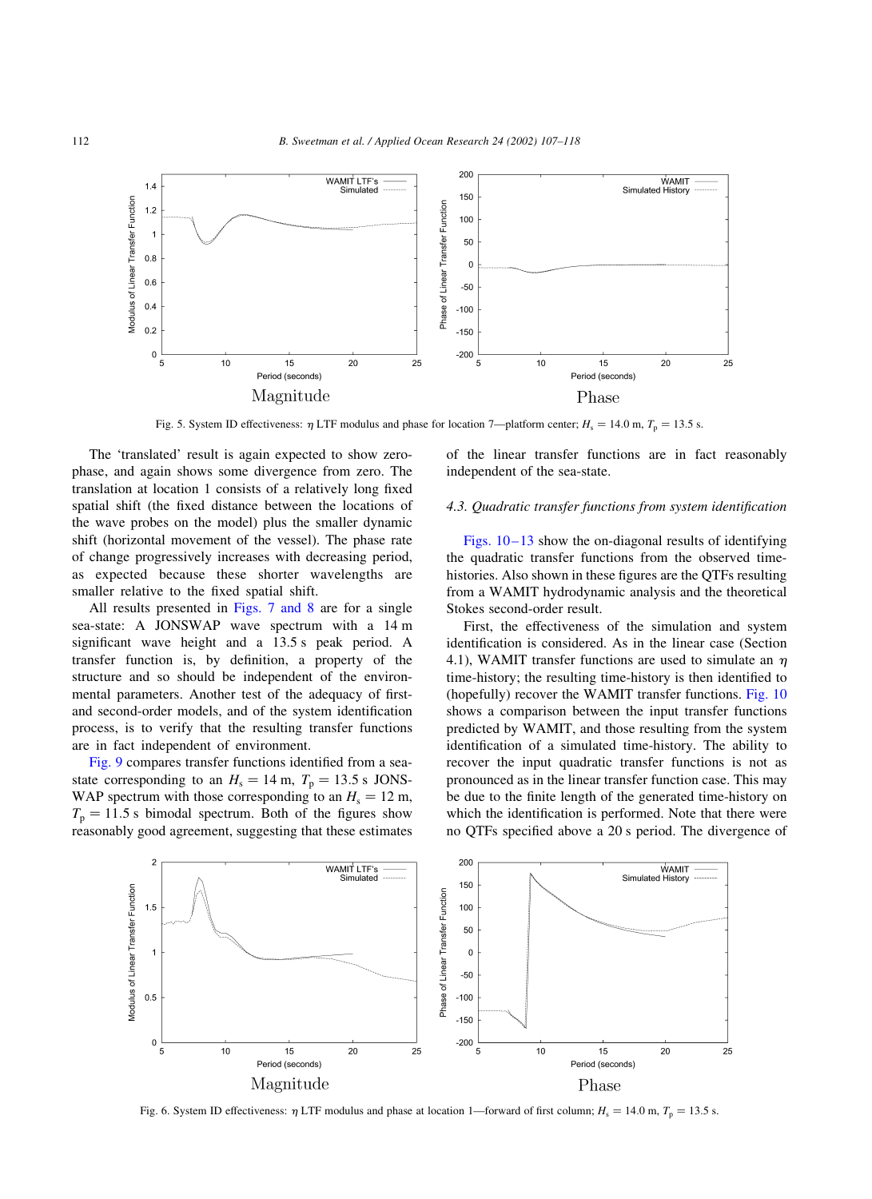Fig. 5. System ID effectiveness: $\eta$ LTF modulus and phase for location 7—platform center; $H_s = 14.0$ m, $T_p = 13.5$ s.

The 'translated' result is again expected to show zero-phase, and again shows some divergence from zero. The translation at location 1 consists of a relatively long fixed spatial shift (the fixed distance between the locations of the wave probes on the model) plus the smaller dynamic shift (horizontal movement of the vessel). The phase rate of change progressively increases with decreasing period, as expected because these shorter wavelengths are smaller relative to the fixed spatial shift.

All results presented in Figs. 7 and 8 are for a single sea-state: A JONSWAP wave spectrum with a 14 m significant wave height and a 13.5 s peak period. A transfer function is, by definition, a property of the structure and so should be independent of the environmental parameters. Another test of the adequacy of first- and second-order models, and of the system identification process, is to verify that the resulting transfer functions are in fact independent of environment.

Fig. 9 compares transfer functions identified from a sea-state corresponding to an $H_s = 14$ m, $T_p = 13.5$ s JONSWAP spectrum with those corresponding to an $H_s = 12$ m, $T_p = 11.5$ s bimodal spectrum. Both of the figures show reasonably good agreement, suggesting that these estimates of the linear transfer functions are in fact reasonably independent of the sea-state.

### 4.3. Quadratic transfer functions from system identification

Figs. 10–13 show the on-diagonal results of identifying the quadratic transfer functions from the observed time-histories. Also shown in these figures are the QTFs resulting from a WAMIT hydrodynamic analysis and the theoretical Stokes second-order result.

First, the effectiveness of the simulation and system identification is considered. As in the linear case (Section 4.1), WAMIT transfer functions are used to simulate an $\eta$ time-history; the resulting time-history is then identified to (hopefully) recover the WAMIT transfer functions. Fig. 10 shows a comparison between the input transfer functions predicted by WAMIT, and those resulting from the system identification of a simulated time-history. The ability to recover the input quadratic transfer functions is not as pronounced as in the linear transfer function case. This may be due to the finite length of the generated time-history on which the identification is performed. Note that there were no QTFs specified above a 20 s period. The divergence of

Fig. 6. System ID effectiveness: $\eta$ LTF modulus and phase at location 1—forward of first column; $H_s = 14.0$ m, $T_p = 13.5$ s.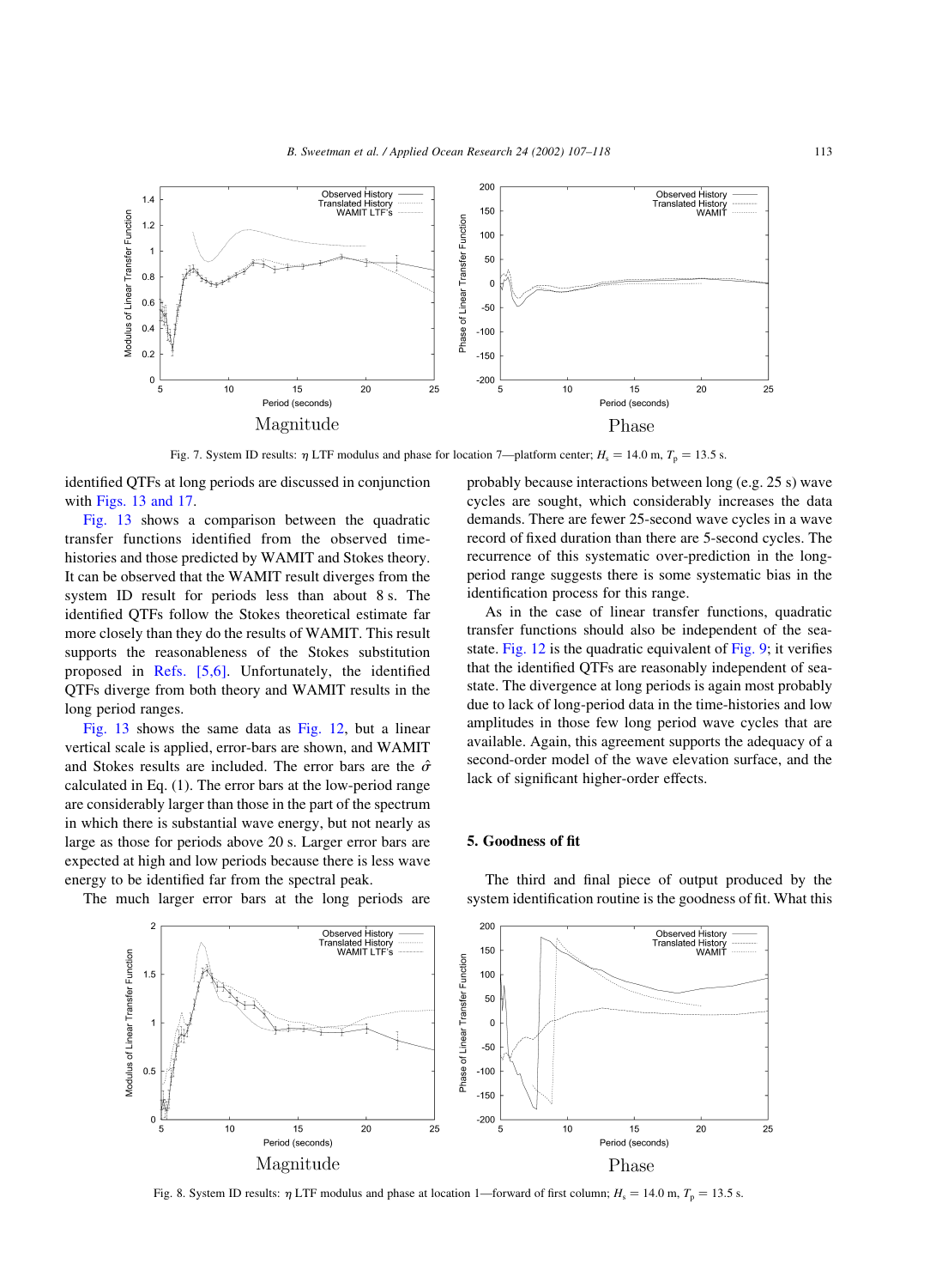Fig. 7. System ID results: $\eta$ LTF modulus and phase for location 7—platform center; $H_s = 14.0$ m, $T_p = 13.5$ s.

identified QTFs at long periods are discussed in conjunction with Figs. 13 and 17.

Fig. 13 shows a comparison between the quadratic transfer functions identified from the observed time-histories and those predicted by WAMIT and Stokes theory. It can be observed that the WAMIT result diverges from the system ID result for periods less than about 8 s. The identified QTFs follow the Stokes theoretical estimate far more closely than they do the results of WAMIT. This result supports the reasonableness of the Stokes substitution proposed in Refs. [5,6]. Unfortunately, the identified QTFs diverge from both theory and WAMIT results in the long period ranges.

Fig. 13 shows the same data as Fig. 12, but a linear vertical scale is applied, error-bars are shown, and WAMIT and Stokes results are included. The error bars are the $\hat{\sigma}$ calculated in Eq. (1). The error bars at the low-period range are considerably larger than those in the part of the spectrum in which there is substantial wave energy, but not nearly as large as those for periods above 20 s. Larger error bars are expected at high and low periods because there is less wave energy to be identified far from the spectral peak.

The much larger error bars at the long periods are probably because interactions between long (e.g. 25 s) wave cycles are sought, which considerably increases the data demands. There are fewer 25-second wave cycles in a wave record of fixed duration than there are 5-second cycles. The recurrence of this systematic over-prediction in the long-period range suggests there is some systematic bias in the identification process for this range.

As in the case of linear transfer functions, quadratic transfer functions should also be independent of the sea-state. Fig. 12 is the quadratic equivalent of Fig. 9; it verifies that the identified QTFs are reasonably independent of sea-state. The divergence at long periods is again most probably due to lack of long-period data in the time-histories and low amplitudes in those few long period wave cycles that are available. Again, this agreement supports the adequacy of a second-order model of the wave elevation surface, and the lack of significant higher-order effects.

## 5. Goodness of fit

The third and final piece of output produced by the system identification routine is the goodness of fit. What this

Fig. 8. System ID results: $\eta$ LTF modulus and phase at location 1—forward of first column; $H_s = 14.0$ m, $T_p = 13.5$ s.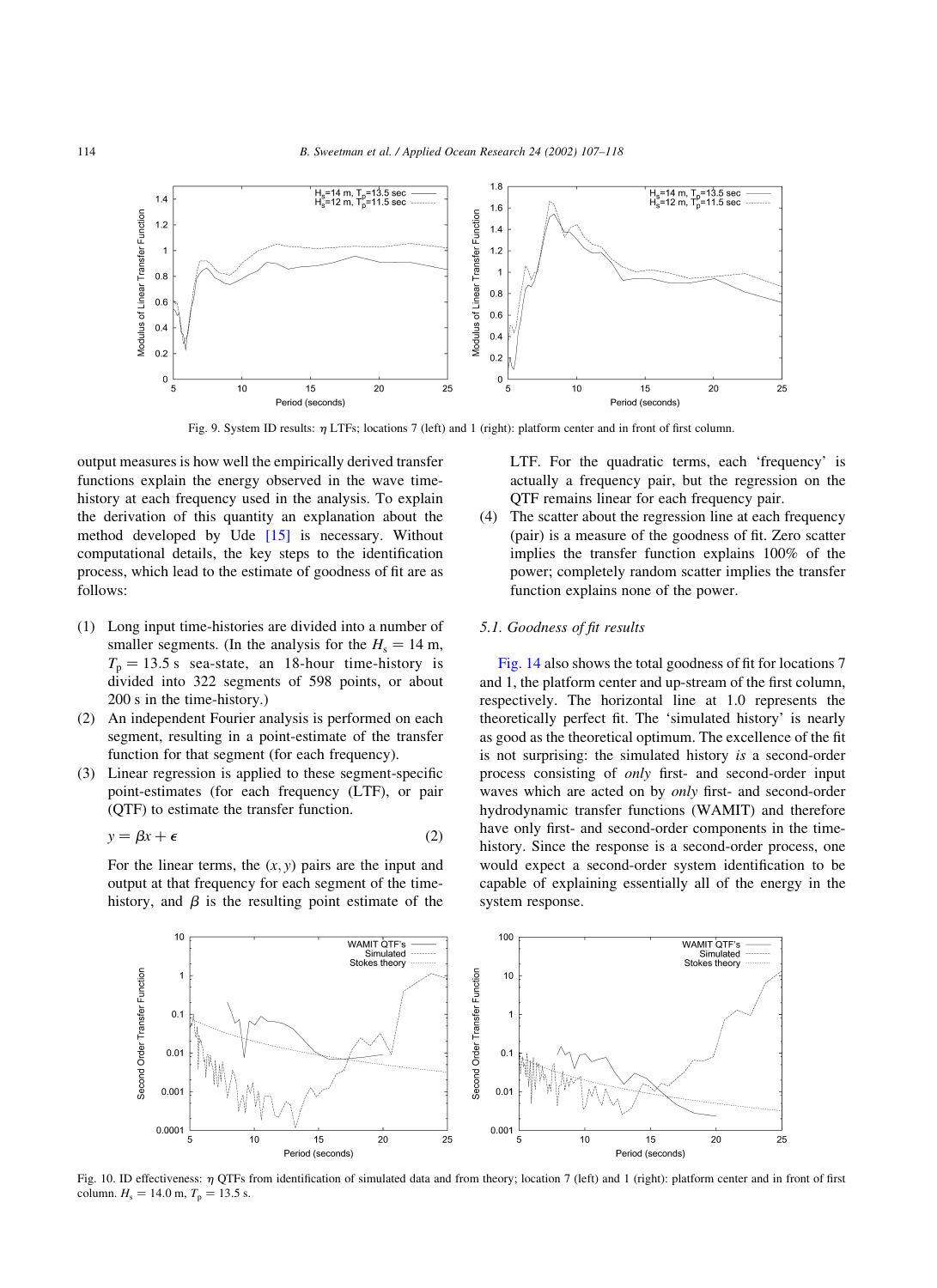Fig. 9. System ID results: $\eta$ LTFs; locations 7 (left) and 1 (right): platform center and in front of first column.

output measures is how well the empirically derived transfer functions explain the energy observed in the wave time-history at each frequency used in the analysis. To explain the derivation of this quantity an explanation about the method developed by Ude [15] is necessary. Without computational details, the key steps to the identification process, which lead to the estimate of goodness of fit are as follows:

(1) Long input time-histories are divided into a number of smaller segments. (In the analysis for the $H_s = 14$ m, $T_p = 13.5$ s sea-state, an 18-hour time-history is divided into 322 segments of 598 points, or about 200 s in the time-history.)
(2) An independent Fourier analysis is performed on each segment, resulting in a point-estimate of the transfer function for that segment (for each frequency).
(3) Linear regression is applied to these segment-specific point-estimates (for each frequency (LTF), or pair (QTF) to estimate the transfer function.

$$y = \beta x + \epsilon \tag{2}$$

For the linear terms, the $(x, y)$ pairs are the input and output at that frequency for each segment of the time-history, and $\beta$ is the resulting point estimate of the LTF. For the quadratic terms, each 'frequency' is actually a frequency pair, but the regression on the QTF remains linear for each frequency pair.
(4) The scatter about the regression line at each frequency (pair) is a measure of the goodness of fit. Zero scatter implies the transfer function explains 100% of the power; completely random scatter implies the transfer function explains none of the power.

### 5.1. Goodness of fit results

Fig. 14 also shows the total goodness of fit for locations 7 and 1, the platform center and up-stream of the first column, respectively. The horizontal line at 1.0 represents the theoretically perfect fit. The 'simulated history' is nearly as good as the theoretical optimum. The excellence of the fit is not surprising: the simulated history *is* a second-order process consisting of *only* first- and second-order input waves which are acted on by *only* first- and second-order hydrodynamic transfer functions (WAMIT) and therefore have only first- and second-order components in the time-history. Since the response is a second-order process, one would expect a second-order system identification to be capable of explaining essentially all of the energy in the system response.

Fig. 10. ID effectiveness: $\eta$ QTFs from identification of simulated data and from theory; location 7 (left) and 1 (right): platform center and in front of first column. $H_s = 14.0$ m, $T_p = 13.5$ s.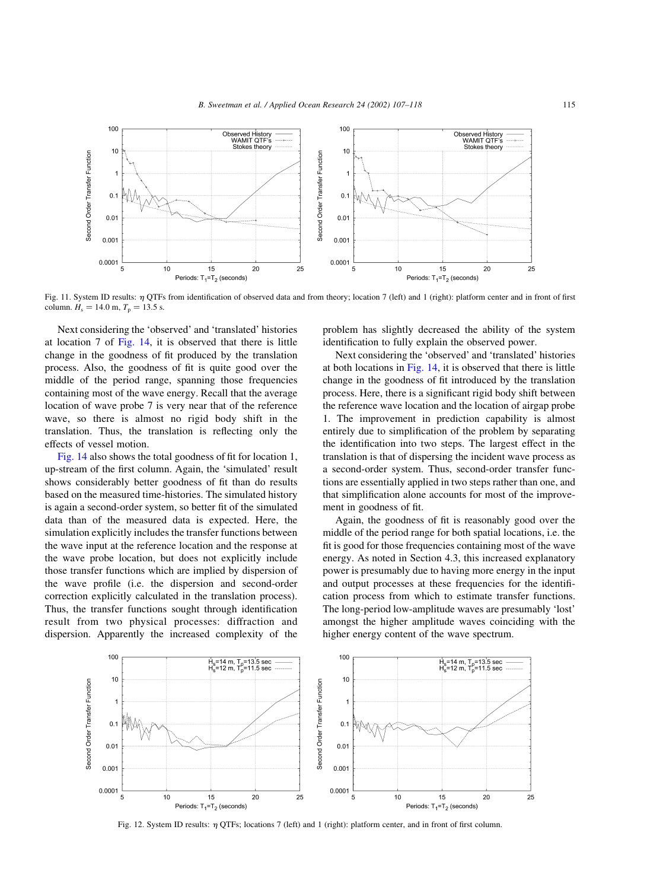Observed History
WAMIT QTF's
Stokes theory

Second Order Transfer Function

100
10
1
0.1
0.01
0.001
0.0001

5 10 15 20 25

Periods: $T_1$=$T_2$ (seconds)

Observed History
WAMIT QTF's
Stokes theory

Second Order Transfer Function

100
10
1
0.1
0.01
0.001
0.0001

5 10 15 20 25

Periods: $T_1$=$T_2$ (seconds)

Fig. 11. System ID results: $\eta$ QTFs from identification of observed data and from theory; location 7 (left) and 1 (right): platform center and in front of first column. $H_s = 14.0$ m, $T_p = 13.5$ s.

Next considering the 'observed' and 'translated' histories at location 7 of Fig. 14, it is observed that there is little change in the goodness of fit produced by the translation process. Also, the goodness of fit is quite good over the middle of the period range, spanning those frequencies containing most of the wave energy. Recall that the average location of wave probe 7 is very near that of the reference wave, so there is almost no rigid body shift in the translation. Thus, the translation is reflecting only the effects of vessel motion.

Fig. 14 also shows the total goodness of fit for location 1, up-stream of the first column. Again, the 'simulated' result shows considerably better goodness of fit than do results based on the measured time-histories. The simulated history is again a second-order system, so better fit of the simulated data than of the measured data is expected. Here, the simulation explicitly includes the transfer functions between the wave input at the reference location and the response at the wave probe location, but does not explicitly include those transfer functions which are implied by dispersion of the wave profile (i.e. the dispersion and second-order correction explicitly calculated in the translation process). Thus, the transfer functions sought through identification result from two physical processes: diffraction and dispersion. Apparently the increased complexity of the problem has slightly decreased the ability of the system identification to fully explain the observed power.

Next considering the 'observed' and 'translated' histories at both locations in Fig. 14, it is observed that there is little change in the goodness of fit introduced by the translation process. Here, there is a significant rigid body shift between the reference wave location and the location of airgap probe 1. The improvement in prediction capability is almost entirely due to simplification of the problem by separating the identification into two steps. The largest effect in the translation is that of dispersing the incident wave process as a second-order system. Thus, second-order transfer functions are essentially applied in two steps rather than one, and that simplification alone accounts for most of the improvement in goodness of fit.

Again, the goodness of fit is reasonably good over the middle of the period range for both spatial locations, i.e. the fit is good for those frequencies containing most of the wave energy. As noted in Section 4.3, this increased explanatory power is presumably due to having more energy in the input and output processes at these frequencies for the identification process from which to estimate transfer functions. The long-period low-amplitude waves are presumably 'lost' amongst the higher amplitude waves coinciding with the higher energy content of the wave spectrum.

$H_s$=14 m, $T_p$=13.5 sec
$H_s$=12 m, $T_p$=11.5 sec

Second Order Transfer Function

100
10
1
0.1
0.01
0.001
0.0001

5 10 15 20 25

Periods: $T_1$=$T_2$ (seconds)

$H_s$=14 m, $T_p$=13.5 sec
$H_s$=12 m, $T_p$=11.5 sec

Second Order Transfer Function

100
10
1
0.1
0.01
0.001
0.0001

5 10 15 20 25

Periods: $T_1$=$T_2$ (seconds)

Fig. 12. System ID results: $\eta$ QTFs; locations 7 (left) and 1 (right): platform center, and in front of first column.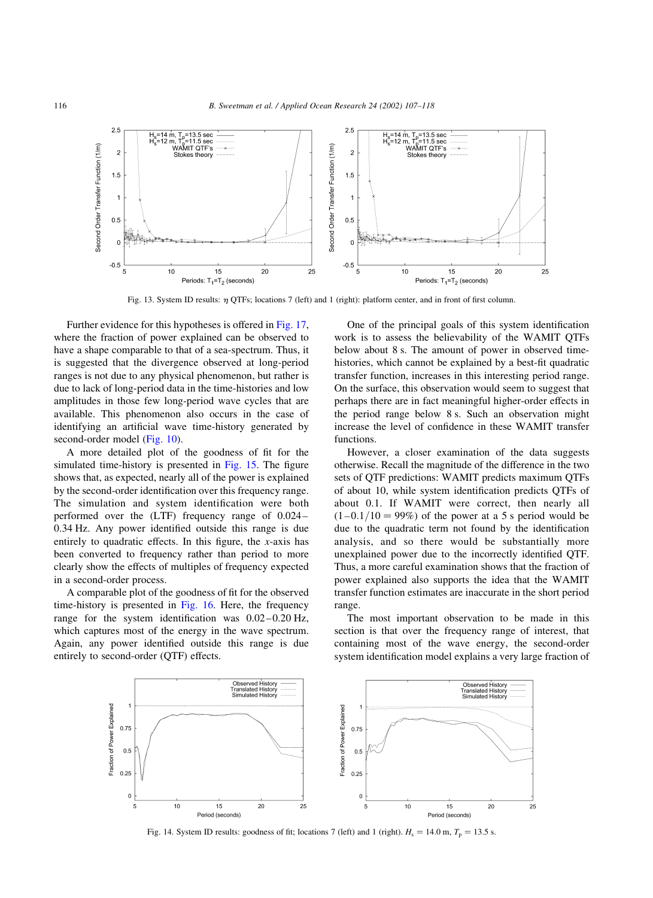Fig. 13. System ID results: $\eta$ QTFs; locations 7 (left) and 1 (right): platform center, and in front of first column.

Further evidence for this hypotheses is offered in Fig. 17, where the fraction of power explained can be observed to have a shape comparable to that of a sea-spectrum. Thus, it is suggested that the divergence observed at long-period ranges is not due to any physical phenomenon, but rather is due to lack of long-period data in the time-histories and low amplitudes in those few long-period wave cycles that are available. This phenomenon also occurs in the case of identifying an artificial wave time-history generated by second-order model (Fig. 10).

A more detailed plot of the goodness of fit for the simulated time-history is presented in Fig. 15. The figure shows that, as expected, nearly all of the power is explained by the second-order identification over this frequency range. The simulation and system identification were both performed over the (LTF) frequency range of 0.024–0.34 Hz. Any power identified outside this range is due entirely to quadratic effects. In this figure, the $x$-axis has been converted to frequency rather than period to more clearly show the effects of multiples of frequency expected in a second-order process.

A comparable plot of the goodness of fit for the observed time-history is presented in Fig. 16. Here, the frequency range for the system identification was 0.02–0.20 Hz, which captures most of the energy in the wave spectrum. Again, any power identified outside this range is due entirely to second-order (QTF) effects.

One of the principal goals of this system identification work is to assess the believability of the WAMIT QTFs below about 8 s. The amount of power in observed time-histories, which cannot be explained by a best-fit quadratic transfer function, increases in this interesting period range. On the surface, this observation would seem to suggest that perhaps there are in fact meaningful higher-order effects in the period range below 8 s. Such an observation might increase the level of confidence in these WAMIT transfer functions.

However, a closer examination of the data suggests otherwise. Recall the magnitude of the difference in the two sets of QTF predictions: WAMIT predicts maximum QTFs of about 10, while system identification predicts QTFs of about 0.1. If WAMIT were correct, then nearly all $(1-0.1/10=99\%)$ of the power at a 5 s period would be due to the quadratic term not found by the identification analysis, and so there would be substantially more unexplained power due to the incorrectly identified QTF. Thus, a more careful examination shows that the fraction of power explained also supports the idea that the WAMIT transfer function estimates are inaccurate in the short period range.

The most important observation to be made in this section is that over the frequency range of interest, that containing most of the wave energy, the second-order system identification model explains a very large fraction of

Fig. 14. System ID results: goodness of fit; locations 7 (left) and 1 (right). $H_s = 14.0$ m, $T_p = 13.5$ s.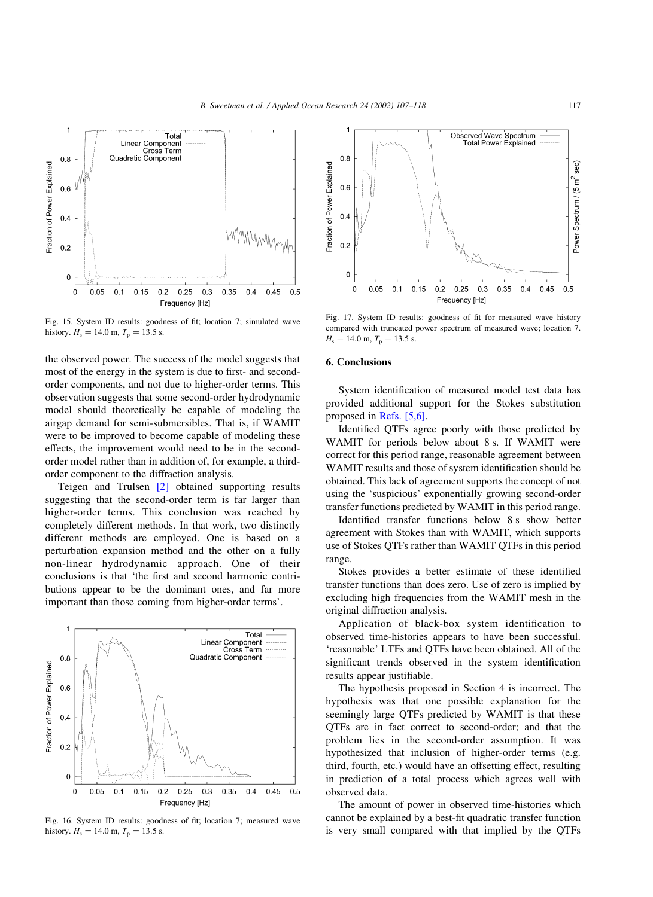Fig. 15. System ID results: goodness of fit; location 7; simulated wave history. $H_s = 14.0$ m, $T_p = 13.5$ s.

the observed power. The success of the model suggests that most of the energy in the system is due to first- and second-order components, and not due to higher-order terms. This observation suggests that some second-order hydrodynamic model should theoretically be capable of modeling the airgap demand for semi-submersibles. That is, if WAMIT were to be improved to become capable of modeling these effects, the improvement would need to be in the second-order model rather than in addition of, for example, a third-order component to the diffraction analysis.

Teigen and Trulsen [2] obtained supporting results suggesting that the second-order term is far larger than higher-order terms. This conclusion was reached by completely different methods. In that work, two distinctly different methods are employed. One is based on a perturbation expansion method and the other on a fully non-linear hydrodynamic approach. One of their conclusions is that 'the first and second harmonic contributions appear to be the dominant ones, and far more important than those coming from higher-order terms'.

Fig. 16. System ID results: goodness of fit; location 7; measured wave history. $H_s = 14.0$ m, $T_p = 13.5$ s.

Fig. 17. System ID results: goodness of fit for measured wave history compared with truncated power spectrum of measured wave; location 7. $H_s = 14.0$ m, $T_p = 13.5$ s.

## 6. Conclusions

System identification of measured model test data has provided additional support for the Stokes substitution proposed in Refs. [5,6].

Identified QTFs agree poorly with those predicted by WAMIT for periods below about 8 s. If WAMIT were correct for this period range, reasonable agreement between WAMIT results and those of system identification should be obtained. This lack of agreement supports the concept of not using the 'suspicious' exponentially growing second-order transfer functions predicted by WAMIT in this period range.

Identified transfer functions below 8 s show better agreement with Stokes than with WAMIT, which supports use of Stokes QTFs rather than WAMIT QTFs in this period range.

Stokes provides a better estimate of these identified transfer functions than does zero. Use of zero is implied by excluding high frequencies from the WAMIT mesh in the original diffraction analysis.

Application of black-box system identification to observed time-histories appears to have been successful. 'reasonable' LTFs and QTFs have been obtained. All of the significant trends observed in the system identification results appear justifiable.

The hypothesis proposed in Section 4 is incorrect. The hypothesis was that one possible explanation for the seemingly large QTFs predicted by WAMIT is that these QTFs are in fact correct to second-order; and that the problem lies in the second-order assumption. It was hypothesized that inclusion of higher-order terms (e.g. third, fourth, etc.) would have an offsetting effect, resulting in prediction of a total process which agrees well with observed data.

The amount of power in observed time-histories which cannot be explained by a best-fit quadratic transfer function is very small compared with that implied by the QTFs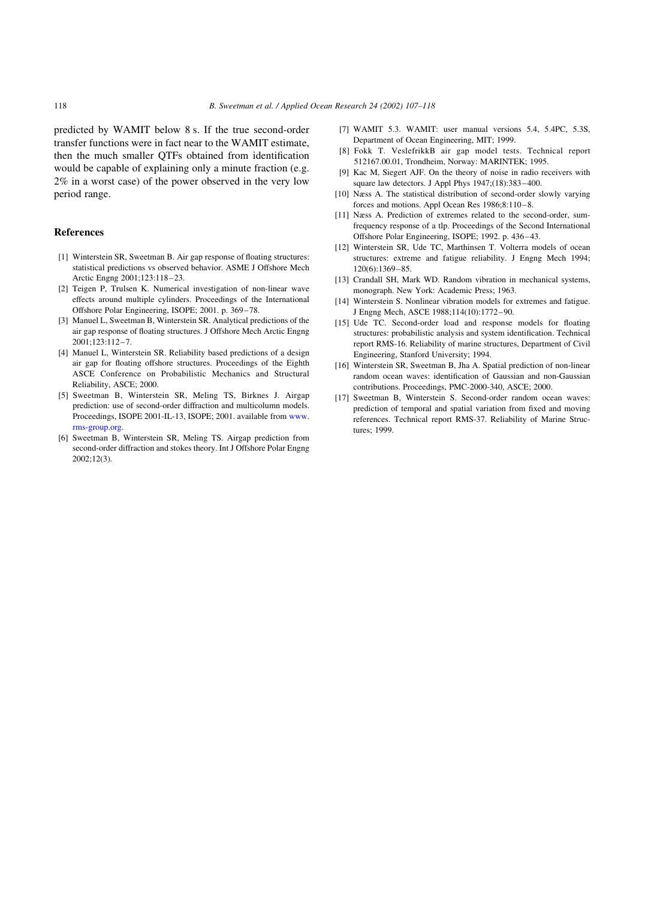predicted by WAMIT below 8 s. If the true second-order transfer functions were in fact near to the WAMIT estimate, then the much smaller QTFs obtained from identification would be capable of explaining only a minute fraction (e.g. 2% in a worst case) of the power observed in the very low period range.

## References

[1] Winterstein SR, Sweetman B. Air gap response of floating structures: statistical predictions vs observed behavior. ASME J Offshore Mech Arctic Engng 2001;123:118–23.

[2] Teigen P, Trulsen K. Numerical investigation of non-linear wave effects around multiple cylinders. Proceedings of the International Offshore Polar Engineering, ISOPE; 2001. p. 369–78.

[3] Manuel L, Sweetman B, Winterstein SR. Analytical predictions of the air gap response of floating structures. J Offshore Mech Arctic Engng 2001;123:112–7.

[4] Manuel L, Winterstein SR. Reliability based predictions of a design air gap for floating offshore structures. Proceedings of the Eighth ASCE Conference on Probabilistic Mechanics and Structural Reliability, ASCE; 2000.

[5] Sweetman B, Winterstein SR, Meling TS, Birknes J. Airgap prediction: use of second-order diffraction and multicolumn models. Proceedings, ISOPE 2001-IL-13, ISOPE; 2001. available from www.rms-group.org.

[6] Sweetman B, Winterstein SR, Meling TS. Airgap prediction from second-order diffraction and stokes theory. Int J Offshore Polar Engng 2002;12(3).

[7] WAMIT 5.3. WAMIT: user manual versions 5.4, 5.4PC, 5.3S, Department of Ocean Engineering, MIT; 1999.

[8] Fokk T. VeslefrikkB air gap model tests. Technical report 512167.00.01, Trondheim, Norway: MARINTEK; 1995.

[9] Kac M, Siegert AJF. On the theory of noise in radio receivers with square law detectors. J Appl Phys 1947;(18):383–400.

[10] Næss A. The statistical distribution of second-order slowly varying forces and motions. Appl Ocean Res 1986;8:110–8.

[11] Næss A. Prediction of extremes related to the second-order, sum-frequency response of a tlp. Proceedings of the Second International Offshore Polar Engineering, ISOPE; 1992. p. 436–43.

[12] Winterstein SR, Ude TC, Marthinsen T. Volterra models of ocean structures: extreme and fatigue reliability. J Engng Mech 1994; 120(6):1369–85.

[13] Crandall SH, Mark WD. Random vibration in mechanical systems, monograph. New York: Academic Press; 1963.

[14] Winterstein S. Nonlinear vibration models for extremes and fatigue. J Engng Mech, ASCE 1988;114(10):1772–90.

[15] Ude TC. Second-order load and response models for floating structures: probabilistic analysis and system identification. Technical report RMS-16. Reliability of marine structures, Department of Civil Engineering, Stanford University; 1994.

[16] Winterstein SR, Sweetman B, Jha A. Spatial prediction of non-linear random ocean waves: identification of Gaussian and non-Gaussian contributions. Proceedings, PMC-2000-340, ASCE; 2000.

[17] Sweetman B, Winterstein S. Second-order random ocean waves: prediction of temporal and spatial variation from fixed and moving references. Technical report RMS-37. Reliability of Marine Structures; 1999.